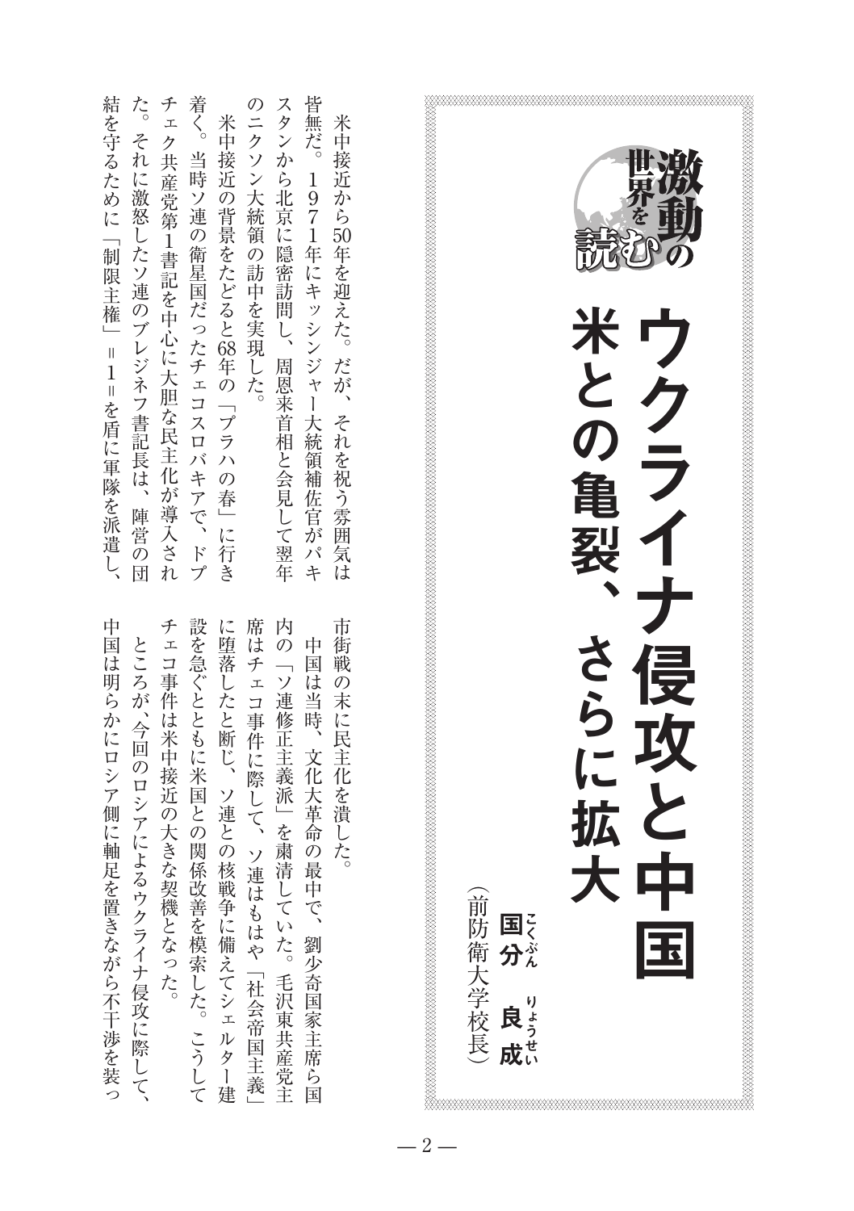激動の世界を読む

# ウクライナ侵攻と中国
## 米との亀裂、さらに拡大

国分（こくぶん）　良成（りょうせい）
（前防衛大学校長）

米中接近から50年を迎えた。だが、それを祝う雰囲気は皆無だ。１９７１年にキッシンジャー大統領補佐官がパキスタンから北京に隠密訪問し、周恩来首相と会見して翌年のニクソン大統領の訪中を実現した。

米中接近の背景をたどると68年の「プラハの春」に行き着く。当時ソ連の衛星国だったチェコスロバキアで、ドプチェク共産党第１書記を中心に大胆な民主化が導入された。それに激怒したソ連のブレジネフ書記長は、陣営の団結を守るために「制限主権」＝１＝を盾に軍隊を派遣し、市街戦の末に民主化を潰した。

中国は当時、文化大革命の最中で、劉少奇国家主席ら国内の「ソ連修正主義派」を粛清していた。毛沢東共産党主席はチェコ事件に際して、ソ連はもはや「社会帝国主義」に堕落したと断じ、ソ連との核戦争に備えてシェルター建設を急ぐとともに米国との関係改善を模索した。こうしてチェコ事件は米中接近の大きな契機となった。

ところが、今回のロシアによるウクライナ侵攻に際して、中国は明らかにロシア側に軸足を置きながら不干渉を装っ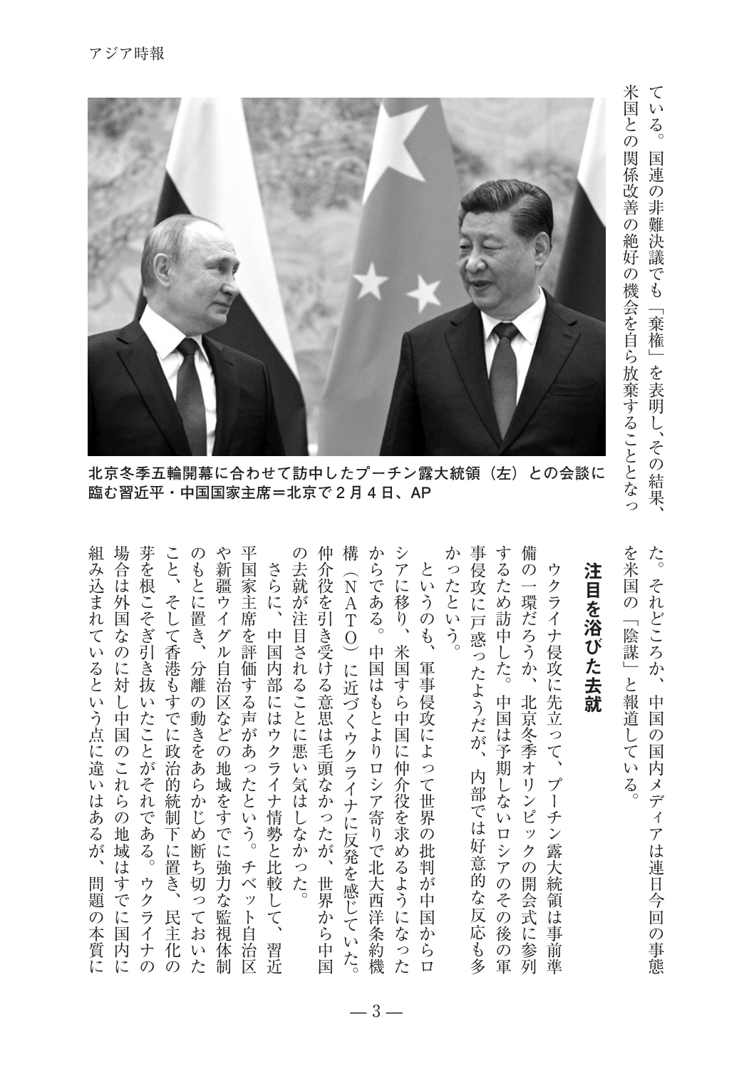ている。国連の非難決議でも「棄権」を表明し、その結果、米国との関係改善の絶好の機会を自ら放棄することとなった。それどころか、中国の国内メディアは連日今回の事態を米国の「陰謀」と報道している。

北京冬季五輪開幕に合わせて訪中したプーチン露大統領（左）との会談に臨む習近平・中国国家主席＝北京で２月４日、AP

## 注目を浴びた去就

ウクライナ侵攻に先立って、プーチン露大統領は事前準備の一環だろうか、北京冬季オリンピックの開会式に参列するため訪中した。中国は予期しないロシアのその後の軍事侵攻に戸惑ったようだが、内部では好意的な反応も多かったという。

というのも、軍事侵攻によって世界の批判が中国からロシアに移り、米国すら中国に仲介役を求めるようになったからである。中国はもとよりロシア寄りで北大西洋条約機構（ＮＡＴＯ）に近づくウクライナに反発を感じていた。仲介役を引き受ける意思は毛頭なかったが、世界から中国の去就が注目されることに悪い気はしなかった。

さらに、中国内部にはウクライナ情勢と比較して、習近平国家主席を評価する声があったという。チベット自治区や新疆ウイグル自治区などの地域をすでに強力な監視体制のもとに置き、分離の動きをあらかじめ断ち切っておいたこと、そして香港もすでに政治的統制下に置き、民主化の芽を根こそぎ引き抜いたことがそれである。ウクライナの場合は外国なのに対し中国のこれらの地域はすでに国内に組み込まれているという点に違いはあるが、問題の本質に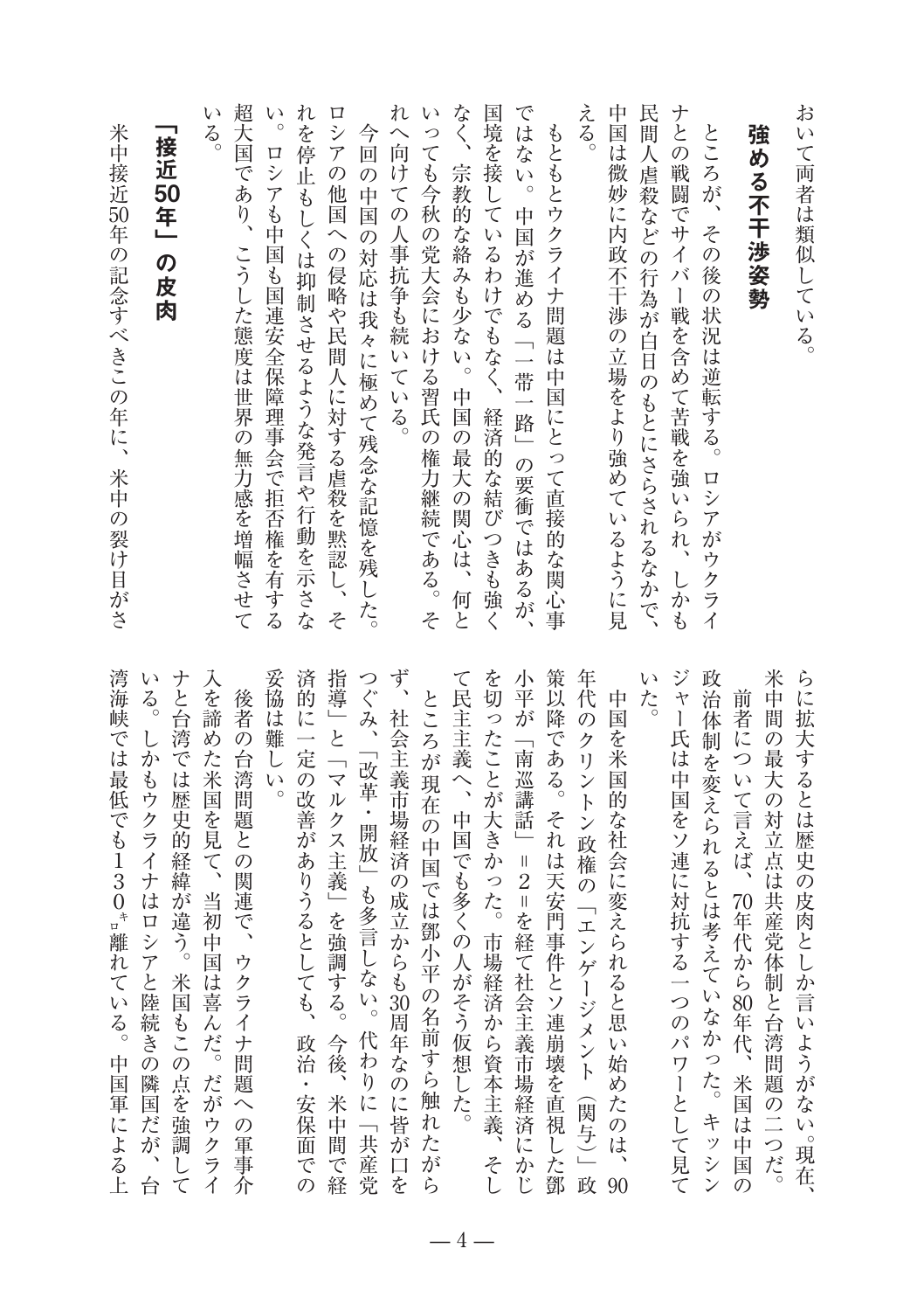おいて両者は類似している。

### 強める不干渉姿勢

ところが、その後の状況は逆転する。ロシアがウクライナとの戦闘でサイバー戦を含めて苦戦を強いられ、しかも民間人虐殺などの行為が白日のもとにさらされるなかで、中国は微妙に内政不干渉の立場をより強めているように見える。

もともとウクライナ問題は中国にとって直接的な関心事ではない。中国が進める「一帯一路」の要衝ではあるが、国境を接しているわけでもなく、経済的な結びつきも強くなく、宗教的な絡みも少ない。中国の最大の関心は、何といっても今秋の党大会における習氏の権力継続である。それへ向けての人事抗争も続いている。

今回の中国の対応は我々に極めて残念な記憶を残した。ロシアの他国への侵略や民間人に対する虐殺を黙認し、それを停止もしくは抑制させるような発言や行動を示さない。ロシアも中国も国連安全保障理事会で拒否権を有する超大国であり、こうした態度は世界の無力感を増幅させている。

### 「接近50年」の皮肉

米中接近50年の記念すべきこの年に、米中の裂け目がさらに拡大するとは歴史の皮肉としか言いようがない。現在、米中間の最大の対立点は共産党体制と台湾問題の二つだ。

前者について言えば、70年代から80年代、米国は中国の政治体制を変えられるとは考えていなかった。キッシンジャー氏は中国をソ連に対抗する一つのパワーとして見ていた。

中国を米国的な社会に変えられると思い始めたのは、90年代のクリントン政権の「エンゲージメント（関与）」政策以降である。それは天安門事件とソ連崩壊を直視した鄧小平が「南巡講話」＝2＝を経て社会主義市場経済にかじを切ったことが大きかった。市場経済から資本主義、そして民主主義へ、中国でも多くの人がそう仮想した。

ところが現在の中国では鄧小平の名前すら触れたがらず、社会主義市場経済の成立からも30周年なのに皆が口をつぐみ、「改革・開放」も多言しない。代わりに「共産党指導」と「マルクス主義」を強調する。今後、米中間で経済的に一定の改善がありうるとしても、政治・安保面での妥協は難しい。

後者の台湾問題との関連で、ウクライナ問題への軍事介入を諦めた米国を見て、当初中国は喜んだ。だがウクライナと台湾では歴史的経緯が違う。米国もこの点を強調している。しかもウクライナはロシアと陸続きの隣国だが、台湾海峡では最低でも130㌔離れている。中国軍による上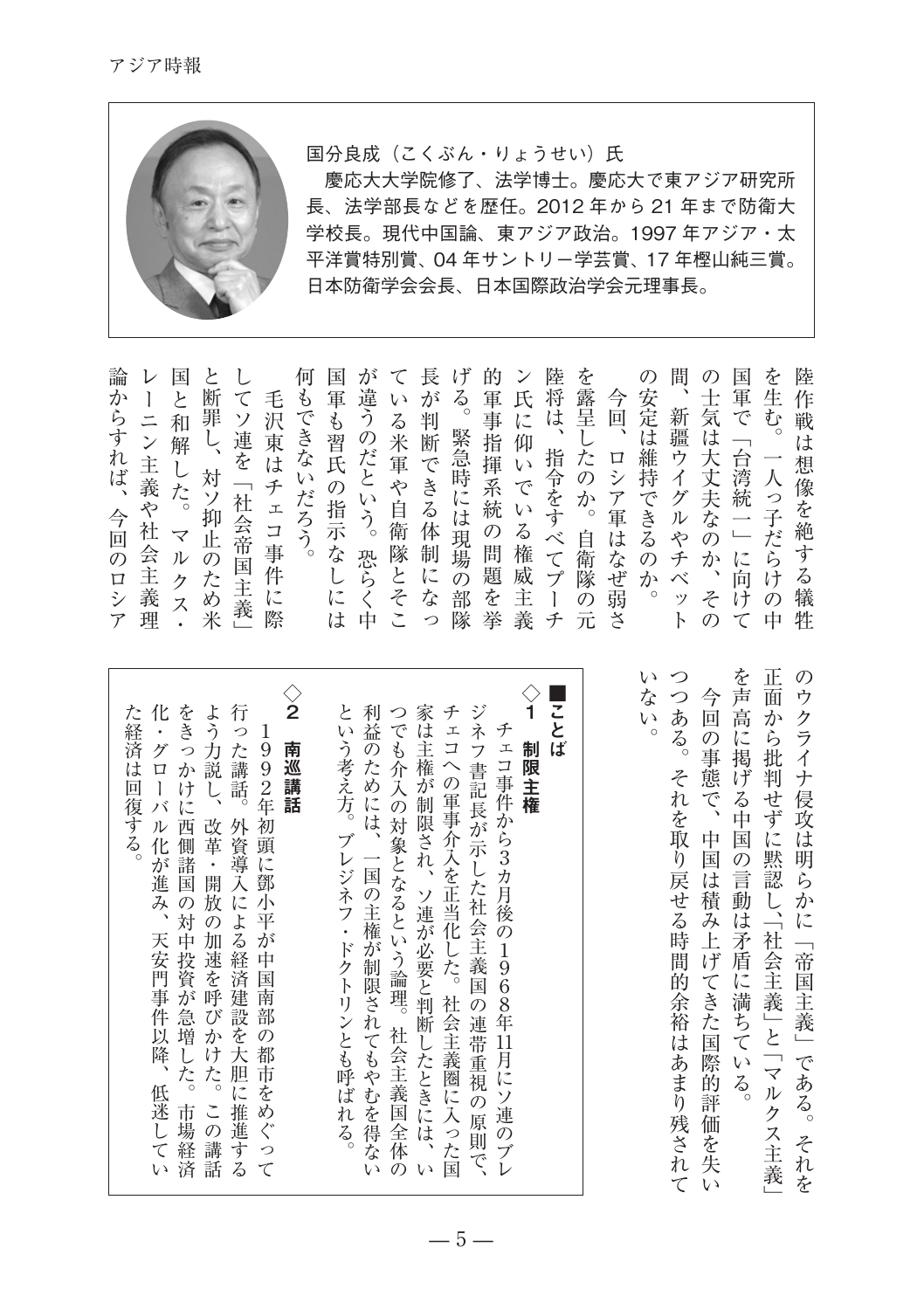国分良成（こくぶん・りょうせい）氏

慶応大大学院修了、法学博士。慶応大で東アジア研究所長、法学部長などを歴任。2012 年から 21 年まで防衛大学校長。現代中国論、東アジア政治。1997 年アジア・太平洋賞特別賞、04 年サントリー学芸賞、17 年樫山純三賞。日本防衛学会会長、日本国際政治学会元理事長。

陸作戦は想像を絶する犠牲を生む。一人っ子だらけの中国軍で「台湾統一」に向けての士気は大丈夫なのか、その間、新疆ウイグルやチベットの安定は維持できるのか。

今回、ロシア軍はなぜ弱さを露呈したのか。自衛隊の元陸将は、指令をすべてプーチン氏に仰いでいる権威主義的軍事指揮系統の問題を挙げる。緊急時には現場の部隊長が判断できる体制になっている米軍や自衛隊とそこが違うのだという。恐らく中国軍も習氏の指示なしには何もできないだろう。

毛沢東はチェコ事件に際してソ連を「社会帝国主義」と断罪し、対ソ抑止のため米国と和解した。マルクス・レーニン主義や社会主義理論からすれば、今回のロシアのウクライナ侵攻は明らかに「帝国主義」である。それを正面から批判せずに黙認し、「社会主義」と「マルクス主義」を声高に掲げる中国の言動は矛盾に満ちている。

今回の事態で、中国は積み上げてきた国際的評価を失いつつある。それを取り戻せる時間的余裕はあまり残されていない。

■ことば

◇1　**制限主権**

チェコ事件から3カ月後の1968年11月にソ連のブレジネフ書記長が示した社会主義国の連帯重視の原則で、チェコへの軍事介入を正当化した。社会主義圏に入った国家は主権が制限され、ソ連が必要と判断したときには、いつでも介入の対象となるという論理。社会主義国全体の利益のためには、一国の主権が制限されてもやむを得ないという考え方。ブレジネフ・ドクトリンとも呼ばれる。

◇2　**南巡講話**

1992年初頭に鄧小平が中国南部の都市をめぐって行った講話。外資導入による経済建設を大胆に推進するよう力説し、改革・開放の加速を呼びかけた。この講話をきっかけに西側諸国の対中投資が急増した。市場経済化・グローバル化が進み、天安門事件以降、低迷していた経済は回復する。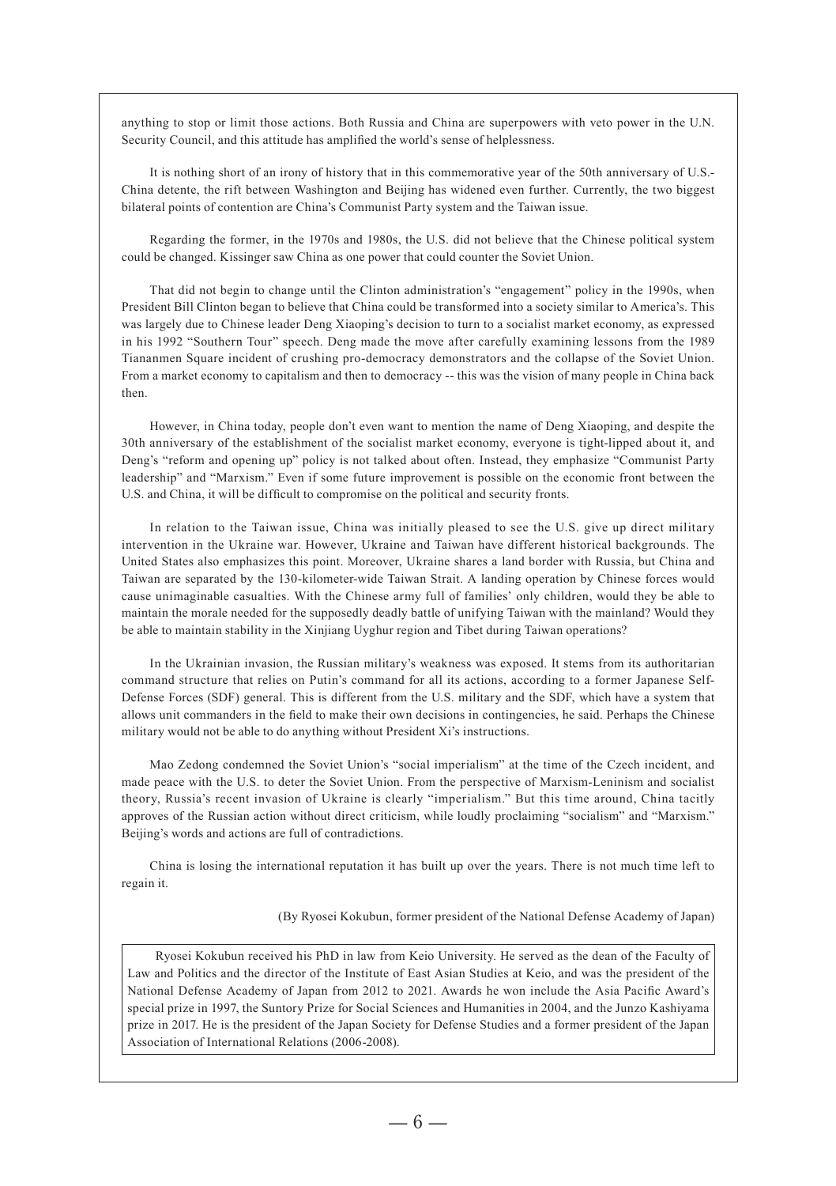anything to stop or limit those actions. Both Russia and China are superpowers with veto power in the U.N. Security Council, and this attitude has amplified the world's sense of helplessness.

It is nothing short of an irony of history that in this commemorative year of the 50th anniversary of U.S.-China detente, the rift between Washington and Beijing has widened even further. Currently, the two biggest bilateral points of contention are China's Communist Party system and the Taiwan issue.

Regarding the former, in the 1970s and 1980s, the U.S. did not believe that the Chinese political system could be changed. Kissinger saw China as one power that could counter the Soviet Union.

That did not begin to change until the Clinton administration's "engagement" policy in the 1990s, when President Bill Clinton began to believe that China could be transformed into a society similar to America's. This was largely due to Chinese leader Deng Xiaoping's decision to turn to a socialist market economy, as expressed in his 1992 "Southern Tour" speech. Deng made the move after carefully examining lessons from the 1989 Tiananmen Square incident of crushing pro-democracy demonstrators and the collapse of the Soviet Union. From a market economy to capitalism and then to democracy -- this was the vision of many people in China back then.

However, in China today, people don't even want to mention the name of Deng Xiaoping, and despite the 30th anniversary of the establishment of the socialist market economy, everyone is tight-lipped about it, and Deng's "reform and opening up" policy is not talked about often. Instead, they emphasize "Communist Party leadership" and "Marxism." Even if some future improvement is possible on the economic front between the U.S. and China, it will be difficult to compromise on the political and security fronts.

In relation to the Taiwan issue, China was initially pleased to see the U.S. give up direct military intervention in the Ukraine war. However, Ukraine and Taiwan have different historical backgrounds. The United States also emphasizes this point. Moreover, Ukraine shares a land border with Russia, but China and Taiwan are separated by the 130-kilometer-wide Taiwan Strait. A landing operation by Chinese forces would cause unimaginable casualties. With the Chinese army full of families' only children, would they be able to maintain the morale needed for the supposedly deadly battle of unifying Taiwan with the mainland? Would they be able to maintain stability in the Xinjiang Uyghur region and Tibet during Taiwan operations?

In the Ukrainian invasion, the Russian military's weakness was exposed. It stems from its authoritarian command structure that relies on Putin's command for all its actions, according to a former Japanese Self-Defense Forces (SDF) general. This is different from the U.S. military and the SDF, which have a system that allows unit commanders in the field to make their own decisions in contingencies, he said. Perhaps the Chinese military would not be able to do anything without President Xi's instructions.

Mao Zedong condemned the Soviet Union's "social imperialism" at the time of the Czech incident, and made peace with the U.S. to deter the Soviet Union. From the perspective of Marxism-Leninism and socialist theory, Russia's recent invasion of Ukraine is clearly "imperialism." But this time around, China tacitly approves of the Russian action without direct criticism, while loudly proclaiming "socialism" and "Marxism." Beijing's words and actions are full of contradictions.

China is losing the international reputation it has built up over the years. There is not much time left to regain it.

(By Ryosei Kokubun, former president of the National Defense Academy of Japan)

Ryosei Kokubun received his PhD in law from Keio University. He served as the dean of the Faculty of Law and Politics and the director of the Institute of East Asian Studies at Keio, and was the president of the National Defense Academy of Japan from 2012 to 2021. Awards he won include the Asia Pacific Award's special prize in 1997, the Suntory Prize for Social Sciences and Humanities in 2004, and the Junzo Kashiyama prize in 2017. He is the president of the Japan Society for Defense Studies and a former president of the Japan Association of International Relations (2006-2008).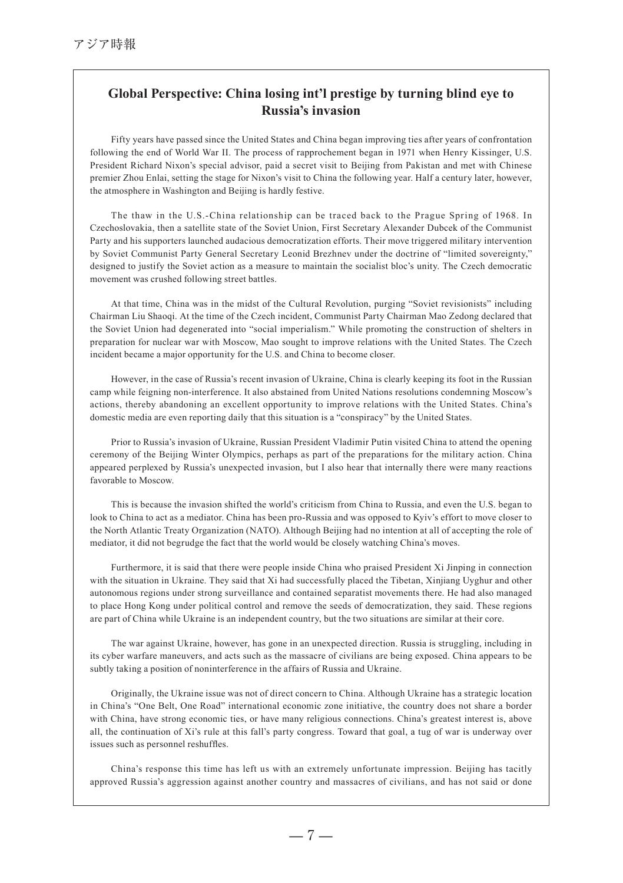## Global Perspective: China losing int'l prestige by turning blind eye to Russia's invasion

Fifty years have passed since the United States and China began improving ties after years of confrontation following the end of World War II. The process of rapprochement began in 1971 when Henry Kissinger, U.S. President Richard Nixon's special advisor, paid a secret visit to Beijing from Pakistan and met with Chinese premier Zhou Enlai, setting the stage for Nixon's visit to China the following year. Half a century later, however, the atmosphere in Washington and Beijing is hardly festive.

The thaw in the U.S.-China relationship can be traced back to the Prague Spring of 1968. In Czechoslovakia, then a satellite state of the Soviet Union, First Secretary Alexander Dubcek of the Communist Party and his supporters launched audacious democratization efforts. Their move triggered military intervention by Soviet Communist Party General Secretary Leonid Brezhnev under the doctrine of "limited sovereignty," designed to justify the Soviet action as a measure to maintain the socialist bloc's unity. The Czech democratic movement was crushed following street battles.

At that time, China was in the midst of the Cultural Revolution, purging "Soviet revisionists" including Chairman Liu Shaoqi. At the time of the Czech incident, Communist Party Chairman Mao Zedong declared that the Soviet Union had degenerated into "social imperialism." While promoting the construction of shelters in preparation for nuclear war with Moscow, Mao sought to improve relations with the United States. The Czech incident became a major opportunity for the U.S. and China to become closer.

However, in the case of Russia's recent invasion of Ukraine, China is clearly keeping its foot in the Russian camp while feigning non-interference. It also abstained from United Nations resolutions condemning Moscow's actions, thereby abandoning an excellent opportunity to improve relations with the United States. China's domestic media are even reporting daily that this situation is a "conspiracy" by the United States.

Prior to Russia's invasion of Ukraine, Russian President Vladimir Putin visited China to attend the opening ceremony of the Beijing Winter Olympics, perhaps as part of the preparations for the military action. China appeared perplexed by Russia's unexpected invasion, but I also hear that internally there were many reactions favorable to Moscow.

This is because the invasion shifted the world's criticism from China to Russia, and even the U.S. began to look to China to act as a mediator. China has been pro-Russia and was opposed to Kyiv's effort to move closer to the North Atlantic Treaty Organization (NATO). Although Beijing had no intention at all of accepting the role of mediator, it did not begrudge the fact that the world would be closely watching China's moves.

Furthermore, it is said that there were people inside China who praised President Xi Jinping in connection with the situation in Ukraine. They said that Xi had successfully placed the Tibetan, Xinjiang Uyghur and other autonomous regions under strong surveillance and contained separatist movements there. He had also managed to place Hong Kong under political control and remove the seeds of democratization, they said. These regions are part of China while Ukraine is an independent country, but the two situations are similar at their core.

The war against Ukraine, however, has gone in an unexpected direction. Russia is struggling, including in its cyber warfare maneuvers, and acts such as the massacre of civilians are being exposed. China appears to be subtly taking a position of noninterference in the affairs of Russia and Ukraine.

Originally, the Ukraine issue was not of direct concern to China. Although Ukraine has a strategic location in China's "One Belt, One Road" international economic zone initiative, the country does not share a border with China, have strong economic ties, or have many religious connections. China's greatest interest is, above all, the continuation of Xi's rule at this fall's party congress. Toward that goal, a tug of war is underway over issues such as personnel reshuffles.

China's response this time has left us with an extremely unfortunate impression. Beijing has tacitly approved Russia's aggression against another country and massacres of civilians, and has not said or done